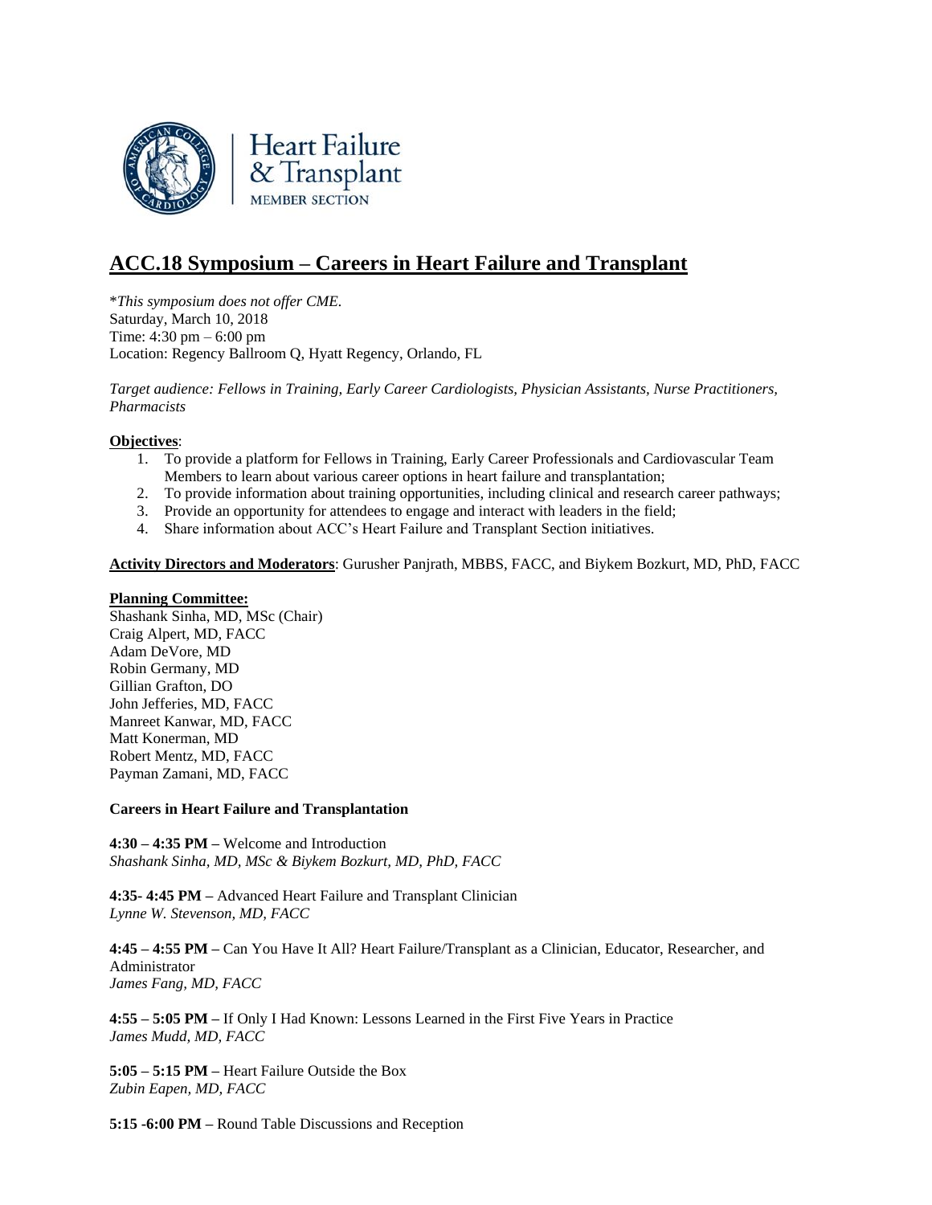Heart Failure & Transplant
MEMBER SECTION

# ACC.18 Symposium – Careers in Heart Failure and Transplant

**This symposium does not offer CME.*
Saturday, March 10, 2018
Time: 4:30 pm – 6:00 pm
Location: Regency Ballroom Q, Hyatt Regency, Orlando, FL

*Target audience: Fellows in Training, Early Career Cardiologists, Physician Assistants, Nurse Practitioners, Pharmacists*

**Objectives**:

1. To provide a platform for Fellows in Training, Early Career Professionals and Cardiovascular Team Members to learn about various career options in heart failure and transplantation;
2. To provide information about training opportunities, including clinical and research career pathways;
3. Provide an opportunity for attendees to engage and interact with leaders in the field;
4. Share information about ACC's Heart Failure and Transplant Section initiatives.

**Activity Directors and Moderators**: Gurusher Panjrath, MBBS, FACC, and Biykem Bozkurt, MD, PhD, FACC

**Planning Committee:**
Shashank Sinha, MD, MSc (Chair)
Craig Alpert, MD, FACC
Adam DeVore, MD
Robin Germany, MD
Gillian Grafton, DO
John Jefferies, MD, FACC
Manreet Kanwar, MD, FACC
Matt Konerman, MD
Robert Mentz, MD, FACC
Payman Zamani, MD, FACC

**Careers in Heart Failure and Transplantation**

**4:30 – 4:35 PM –** Welcome and Introduction
*Shashank Sinha, MD, MSc & Biykem Bozkurt, MD, PhD, FACC*

**4:35- 4:45 PM –** Advanced Heart Failure and Transplant Clinician
*Lynne W. Stevenson, MD, FACC*

**4:45 – 4:55 PM –** Can You Have It All? Heart Failure/Transplant as a Clinician, Educator, Researcher, and Administrator
*James Fang, MD, FACC*

**4:55 – 5:05 PM –** If Only I Had Known: Lessons Learned in the First Five Years in Practice
*James Mudd, MD, FACC*

**5:05 – 5:15 PM –** Heart Failure Outside the Box
*Zubin Eapen, MD, FACC*

**5:15 -6:00 PM –** Round Table Discussions and Reception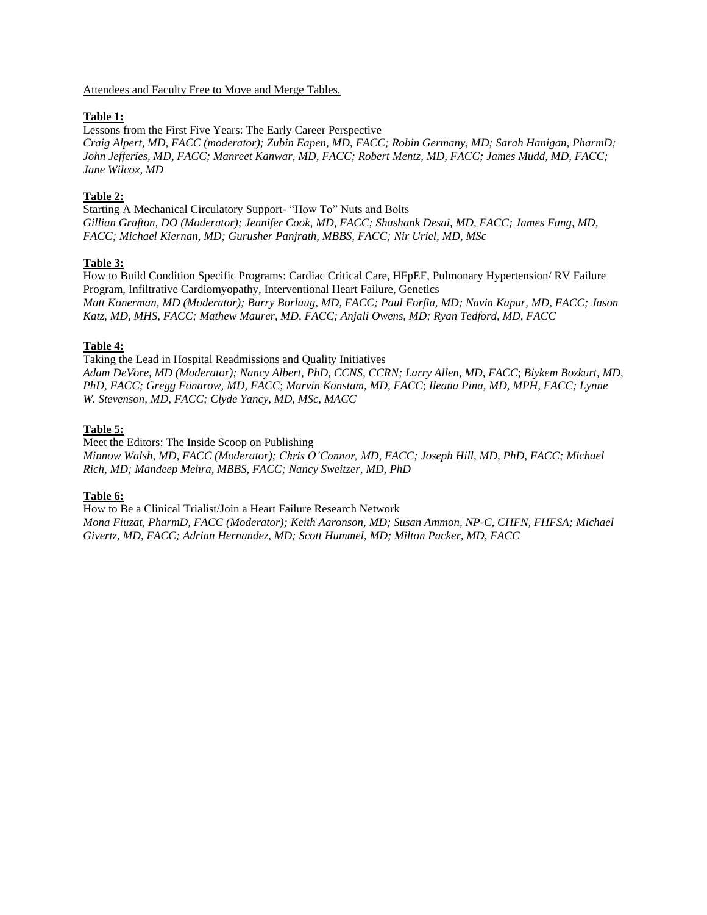Attendees and Faculty Free to Move and Merge Tables.

**Table 1:**
Lessons from the First Five Years: The Early Career Perspective
*Craig Alpert, MD, FACC (moderator); Zubin Eapen, MD, FACC; Robin Germany, MD; Sarah Hanigan, PharmD; John Jefferies, MD, FACC; Manreet Kanwar, MD, FACC; Robert Mentz, MD, FACC; James Mudd, MD, FACC; Jane Wilcox, MD*

**Table 2:**
Starting A Mechanical Circulatory Support- "How To" Nuts and Bolts
*Gillian Grafton, DO (Moderator); Jennifer Cook, MD, FACC; Shashank Desai, MD, FACC; James Fang, MD, FACC; Michael Kiernan, MD; Gurusher Panjrath, MBBS, FACC; Nir Uriel, MD, MSc*

**Table 3:**
How to Build Condition Specific Programs: Cardiac Critical Care, HFpEF, Pulmonary Hypertension/ RV Failure Program, Infiltrative Cardiomyopathy, Interventional Heart Failure, Genetics
*Matt Konerman, MD (Moderator); Barry Borlaug, MD, FACC; Paul Forfia, MD; Navin Kapur, MD, FACC; Jason Katz, MD, MHS, FACC; Mathew Maurer, MD, FACC; Anjali Owens, MD; Ryan Tedford, MD, FACC*

**Table 4:**
Taking the Lead in Hospital Readmissions and Quality Initiatives
*Adam DeVore, MD (Moderator); Nancy Albert, PhD, CCNS, CCRN; Larry Allen, MD, FACC; Biykem Bozkurt, MD, PhD, FACC; Gregg Fonarow, MD, FACC; Marvin Konstam, MD, FACC; Ileana Pina, MD, MPH, FACC; Lynne W. Stevenson, MD, FACC; Clyde Yancy, MD, MSc, MACC*

**Table 5:**
Meet the Editors: The Inside Scoop on Publishing
*Minnow Walsh, MD, FACC (Moderator); Chris O'Connor, MD, FACC; Joseph Hill, MD, PhD, FACC; Michael Rich, MD; Mandeep Mehra, MBBS, FACC; Nancy Sweitzer, MD, PhD*

**Table 6:**
How to Be a Clinical Trialist/Join a Heart Failure Research Network
*Mona Fiuzat, PharmD, FACC (Moderator); Keith Aaronson, MD; Susan Ammon, NP-C, CHFN, FHFSA; Michael Givertz, MD, FACC; Adrian Hernandez, MD; Scott Hummel, MD; Milton Packer, MD, FACC*